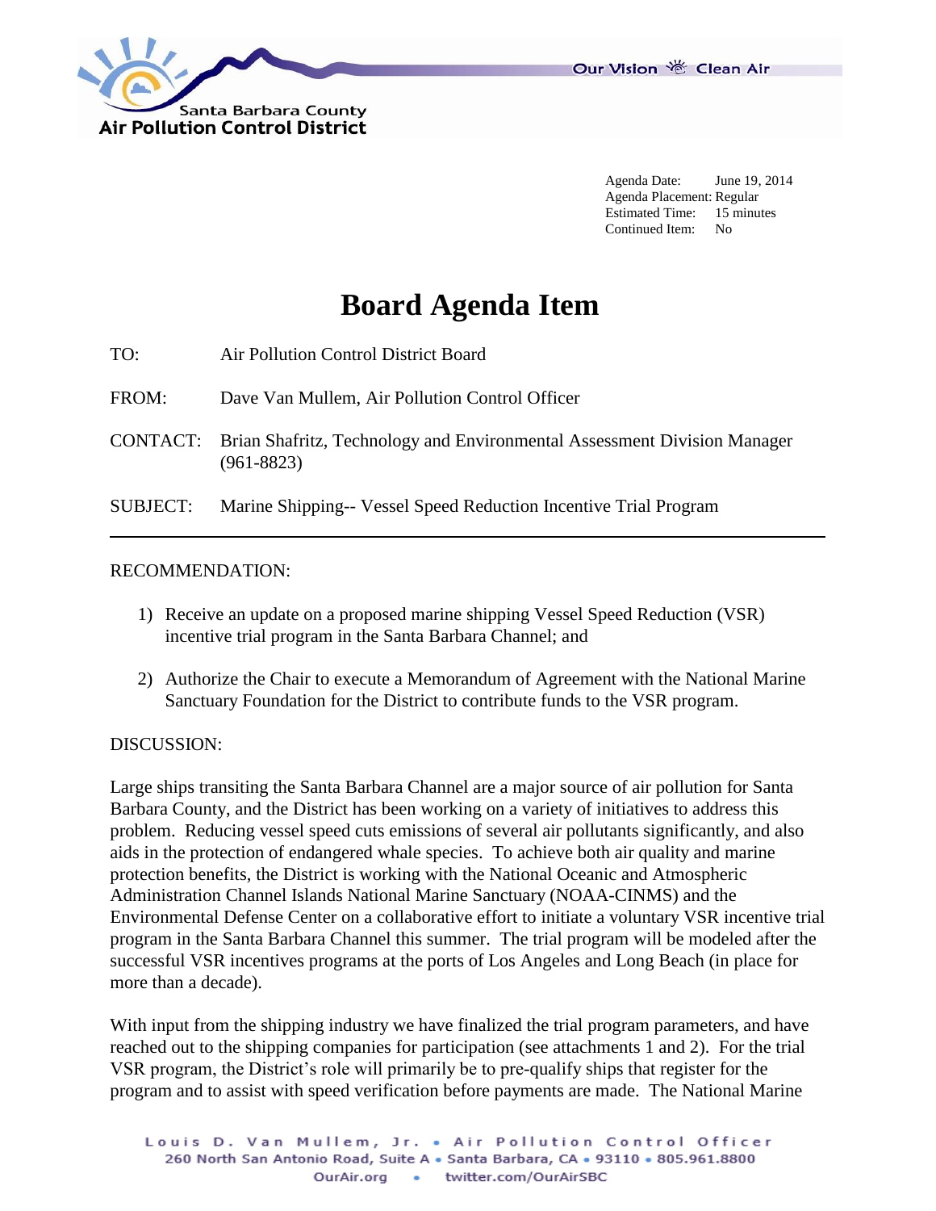Santa Barbara County
Air Pollution Control District

Our Vision Clean Air

Agenda Date: June 19, 2014
Agenda Placement: Regular
Estimated Time: 15 minutes
Continued Item: No

# Board Agenda Item

TO: Air Pollution Control District Board

FROM: Dave Van Mullem, Air Pollution Control Officer

CONTACT: Brian Shafritz, Technology and Environmental Assessment Division Manager (961-8823)

SUBJECT: Marine Shipping-- Vessel Speed Reduction Incentive Trial Program

---

RECOMMENDATION:

1) Receive an update on a proposed marine shipping Vessel Speed Reduction (VSR) incentive trial program in the Santa Barbara Channel; and

2) Authorize the Chair to execute a Memorandum of Agreement with the National Marine Sanctuary Foundation for the District to contribute funds to the VSR program.

DISCUSSION:

Large ships transiting the Santa Barbara Channel are a major source of air pollution for Santa Barbara County, and the District has been working on a variety of initiatives to address this problem. Reducing vessel speed cuts emissions of several air pollutants significantly, and also aids in the protection of endangered whale species. To achieve both air quality and marine protection benefits, the District is working with the National Oceanic and Atmospheric Administration Channel Islands National Marine Sanctuary (NOAA-CINMS) and the Environmental Defense Center on a collaborative effort to initiate a voluntary VSR incentive trial program in the Santa Barbara Channel this summer. The trial program will be modeled after the successful VSR incentives programs at the ports of Los Angeles and Long Beach (in place for more than a decade).

With input from the shipping industry we have finalized the trial program parameters, and have reached out to the shipping companies for participation (see attachments 1 and 2). For the trial VSR program, the District's role will primarily be to pre-qualify ships that register for the program and to assist with speed verification before payments are made. The National Marine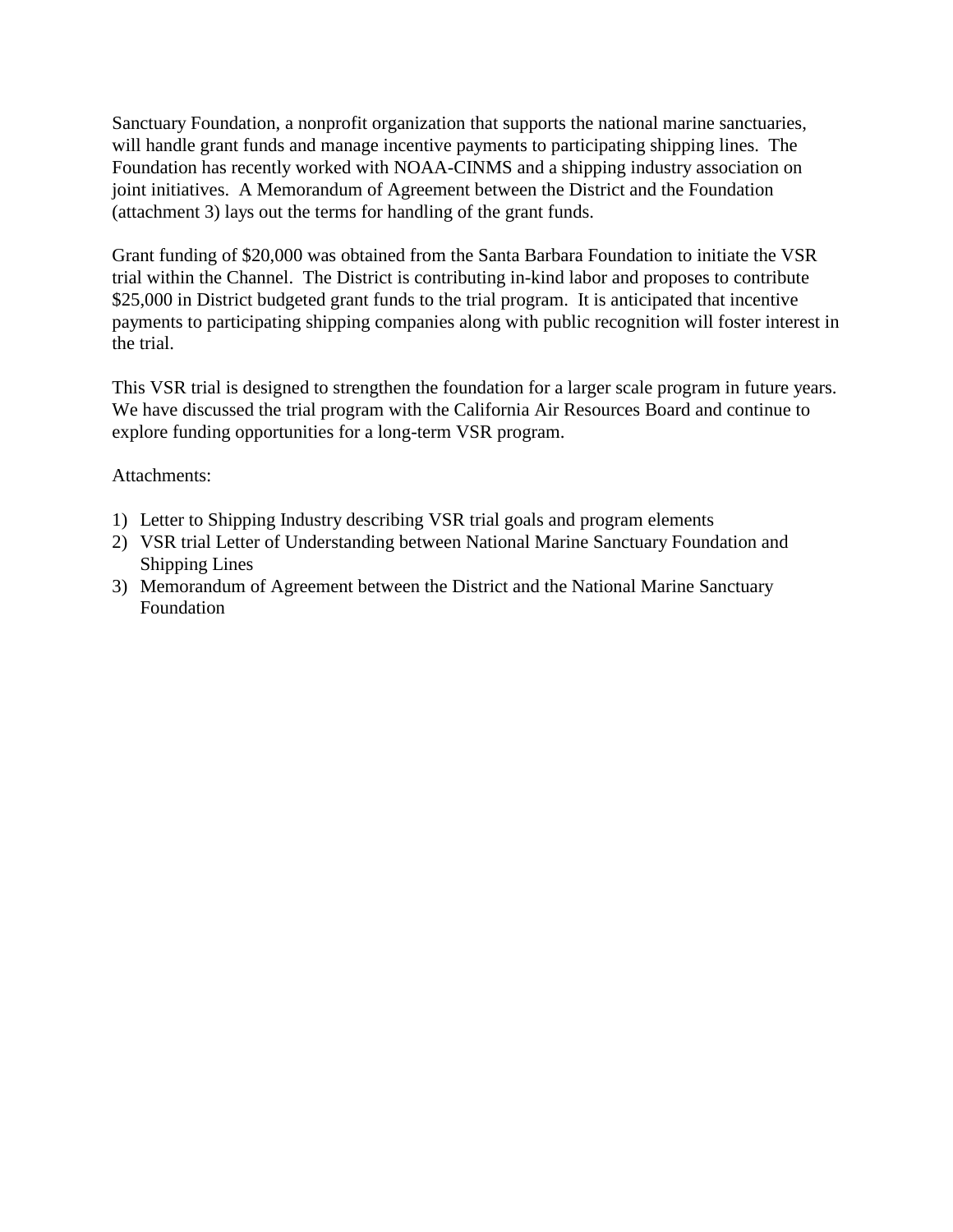Sanctuary Foundation, a nonprofit organization that supports the national marine sanctuaries, will handle grant funds and manage incentive payments to participating shipping lines. The Foundation has recently worked with NOAA-CINMS and a shipping industry association on joint initiatives. A Memorandum of Agreement between the District and the Foundation (attachment 3) lays out the terms for handling of the grant funds.

Grant funding of $20,000 was obtained from the Santa Barbara Foundation to initiate the VSR trial within the Channel. The District is contributing in-kind labor and proposes to contribute $25,000 in District budgeted grant funds to the trial program. It is anticipated that incentive payments to participating shipping companies along with public recognition will foster interest in the trial.

This VSR trial is designed to strengthen the foundation for a larger scale program in future years. We have discussed the trial program with the California Air Resources Board and continue to explore funding opportunities for a long-term VSR program.

Attachments:

1) Letter to Shipping Industry describing VSR trial goals and program elements
2) VSR trial Letter of Understanding between National Marine Sanctuary Foundation and Shipping Lines
3) Memorandum of Agreement between the District and the National Marine Sanctuary Foundation